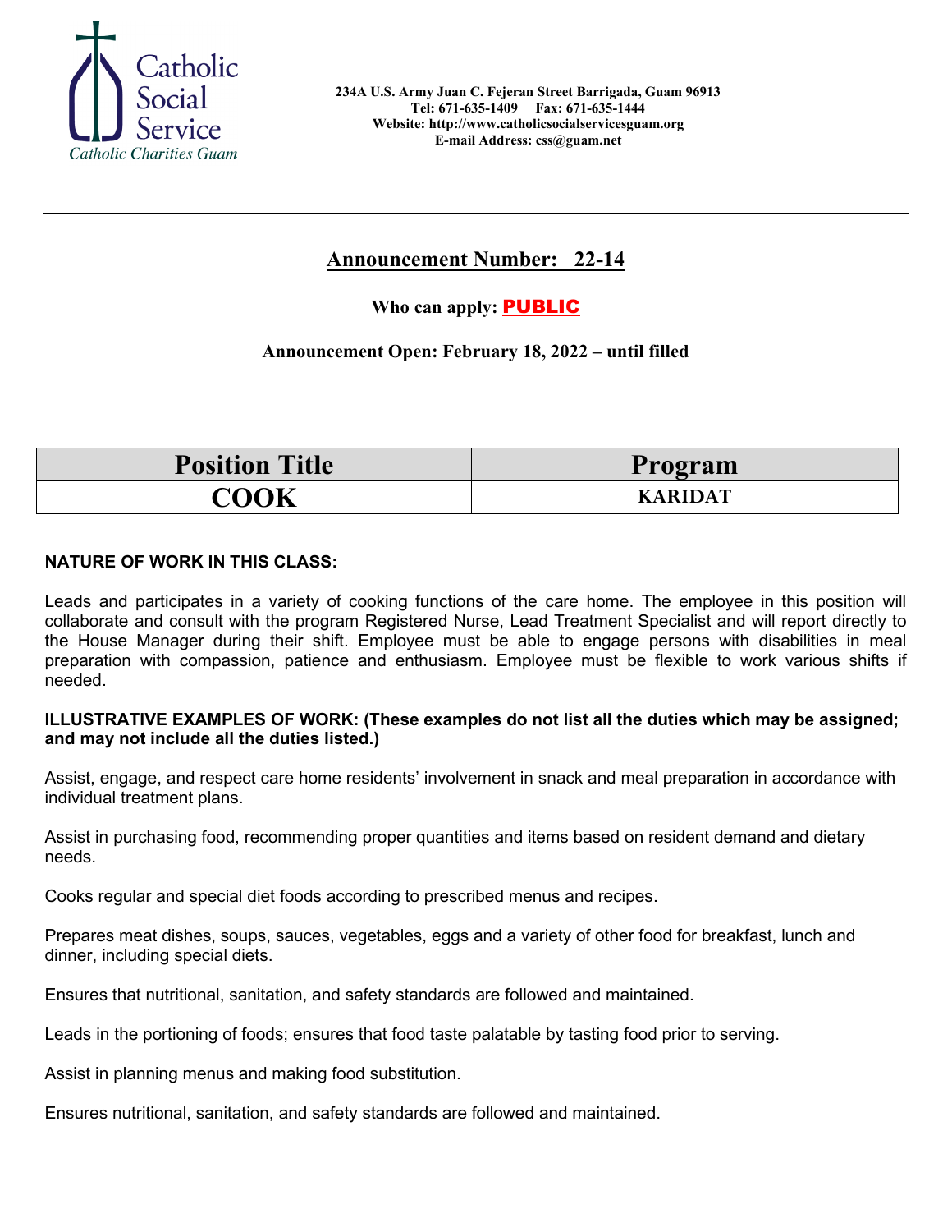Catholic Social Service
Catholic Charities Guam

**234A U.S. Army Juan C. Fejeran Street Barrigada, Guam 96913**
**Tel: 671-635-1409 Fax: 671-635-1444**
**Website: http://www.catholicsocialservicesguam.org**
**E-mail Address: css@guam.net**

---

## Announcement Number: 22-14

**Who can apply: PUBLIC**

**Announcement Open: February 18, 2022 – until filled**

| Position Title | Program |
|---|---|
| **COOK** | **KARIDAT** |

**NATURE OF WORK IN THIS CLASS:**

Leads and participates in a variety of cooking functions of the care home. The employee in this position will collaborate and consult with the program Registered Nurse, Lead Treatment Specialist and will report directly to the House Manager during their shift. Employee must be able to engage persons with disabilities in meal preparation with compassion, patience and enthusiasm. Employee must be flexible to work various shifts if needed.

**ILLUSTRATIVE EXAMPLES OF WORK: (These examples do not list all the duties which may be assigned; and may not include all the duties listed.)**

Assist, engage, and respect care home residents' involvement in snack and meal preparation in accordance with individual treatment plans.

Assist in purchasing food, recommending proper quantities and items based on resident demand and dietary needs.

Cooks regular and special diet foods according to prescribed menus and recipes.

Prepares meat dishes, soups, sauces, vegetables, eggs and a variety of other food for breakfast, lunch and dinner, including special diets.

Ensures that nutritional, sanitation, and safety standards are followed and maintained.

Leads in the portioning of foods; ensures that food taste palatable by tasting food prior to serving.

Assist in planning menus and making food substitution.

Ensures nutritional, sanitation, and safety standards are followed and maintained.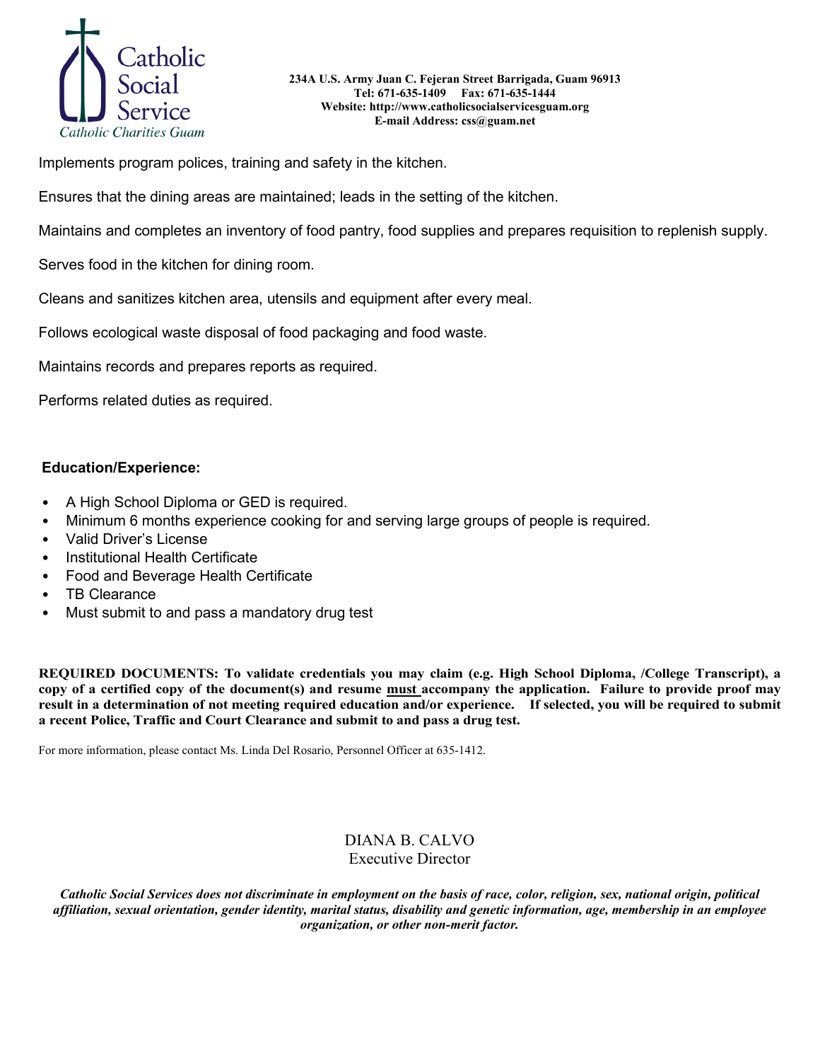Implements program polices, training and safety in the kitchen.

Ensures that the dining areas are maintained; leads in the setting of the kitchen.

Maintains and completes an inventory of food pantry, food supplies and prepares requisition to replenish supply.

Serves food in the kitchen for dining room.

Cleans and sanitizes kitchen area, utensils and equipment after every meal.

Follows ecological waste disposal of food packaging and food waste.

Maintains records and prepares reports as required.

Performs related duties as required.

**Education/Experience:**

- A High School Diploma or GED is required.
- Minimum 6 months experience cooking for and serving large groups of people is required.
- Valid Driver's License
- Institutional Health Certificate
- Food and Beverage Health Certificate
- TB Clearance
- Must submit to and pass a mandatory drug test

**REQUIRED DOCUMENTS: To validate credentials you may claim (e.g. High School Diploma, /College Transcript), a copy of a certified copy of the document(s) and resume must accompany the application. Failure to provide proof may result in a determination of not meeting required education and/or experience. If selected, you will be required to submit a recent Police, Traffic and Court Clearance and submit to and pass a drug test.**

For more information, please contact Ms. Linda Del Rosario, Personnel Officer at 635-1412.

DIANA B. CALVO
Executive Director

***Catholic Social Services does not discriminate in employment on the basis of race, color, religion, sex, national origin, political affiliation, sexual orientation, gender identity, marital status, disability and genetic information, age, membership in an employee organization, or other non-merit factor.***